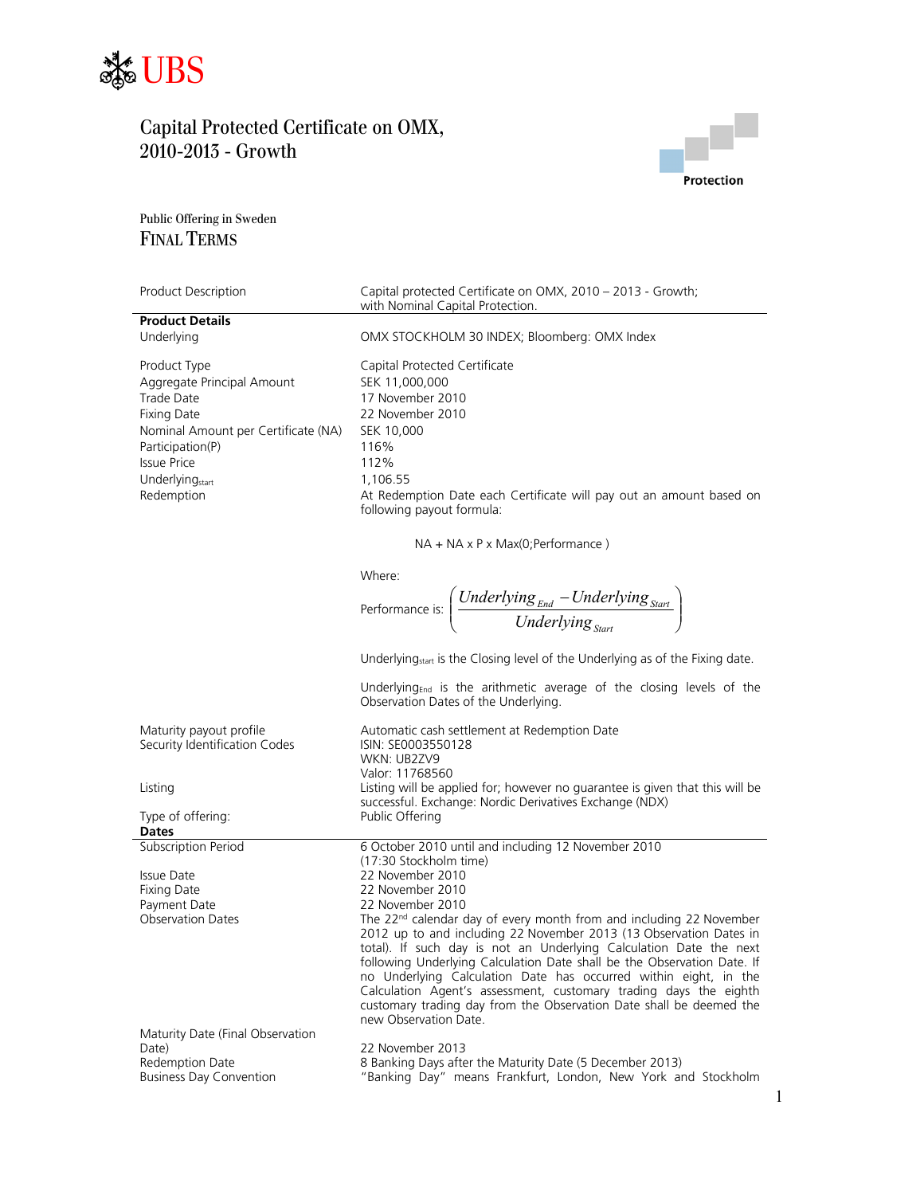UBS

# Capital Protected Certificate on OMX, 2010-2013 - Growth

Protection

Public Offering in Sweden

## Final Terms

| | |
|---|---|
| Product Description | Capital protected Certificate on OMX, 2010 – 2013 - Growth; with Nominal Capital Protection. |
| **Product Details** | |
| Underlying | OMX STOCKHOLM 30 INDEX; Bloomberg: OMX Index |
| Product Type | Capital Protected Certificate |
| Aggregate Principal Amount | SEK 11,000,000 |
| Trade Date | 17 November 2010 |
| Fixing Date | 22 November 2010 |
| Nominal Amount per Certificate (NA) | SEK 10,000 |
| Participation(P) | 116% |
| Issue Price | 112% |
| $Underlying_{start}$ | 1,106.55 |
| Redemption | At Redemption Date each Certificate will pay out an amount based on following payout formula: |

NA + NA x P x Max(0;Performance )

Where:

$$\text{Performance is: } \left( \frac{Underlying_{End} - Underlying_{Start}}{Underlying_{Start}} \right)$$

$Underlying_{start}$ is the Closing level of the Underlying as of the Fixing date.

$Underlying_{End}$ is the arithmetic average of the closing levels of the Observation Dates of the Underlying.

| | |
|---|---|
| Maturity payout profile | Automatic cash settlement at Redemption Date |
| Security Identification Codes | ISIN: SE0003550128<br>WKN: UB2ZV9<br>Valor: 11768560 |
| Listing | Listing will be applied for; however no guarantee is given that this will be successful. Exchange: Nordic Derivatives Exchange (NDX) |
| Type of offering: | Public Offering |
| **Dates** | |
| Subscription Period | 6 October 2010 until and including 12 November 2010 (17:30 Stockholm time) |
| Issue Date | 22 November 2010 |
| Fixing Date | 22 November 2010 |
| Payment Date | 22 November 2010 |
| Observation Dates | The 22nd calendar day of every month from and including 22 November 2012 up to and including 22 November 2013 (13 Observation Dates in total). If such day is not an Underlying Calculation Date the next following Underlying Calculation Date shall be the Observation Date. If no Underlying Calculation Date has occurred within eight, in the Calculation Agent's assessment, customary trading days the eighth customary trading day from the Observation Date shall be deemed the new Observation Date. |
| Maturity Date (Final Observation Date) | 22 November 2013 |
| Redemption Date | 8 Banking Days after the Maturity Date (5 December 2013) |
| Business Day Convention | "Banking Day" means Frankfurt, London, New York and Stockholm |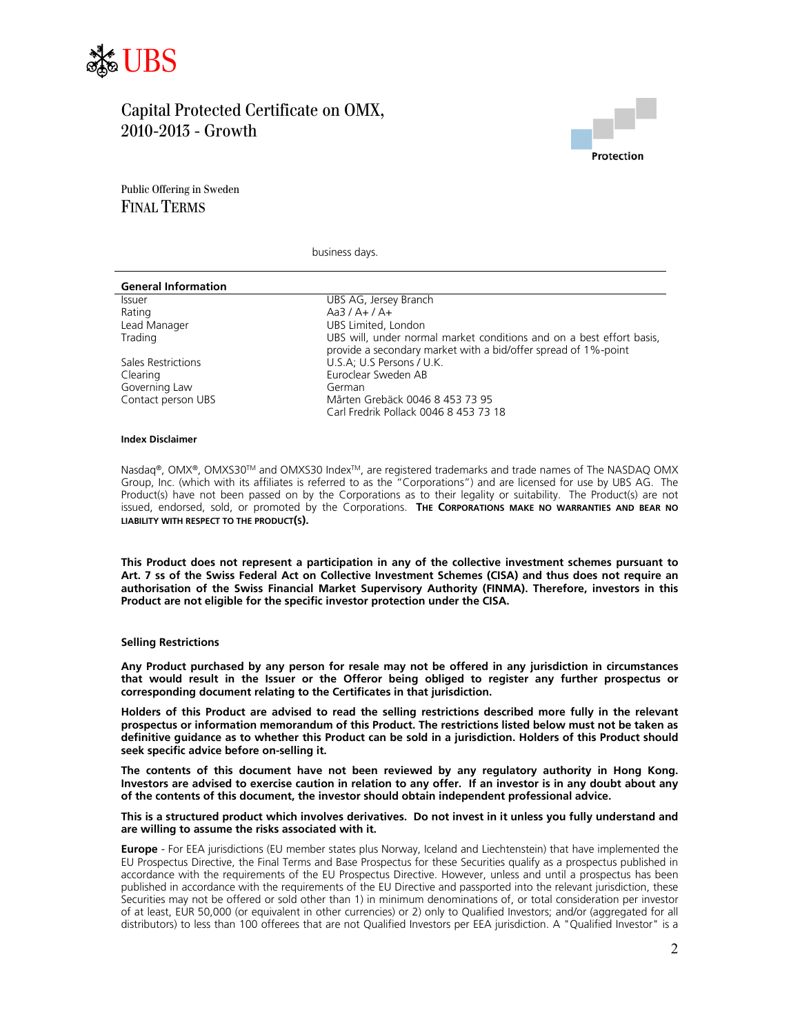Capital Protected Certificate on OMX, 2010-2013 - Growth

Protection

Public Offering in Sweden

# FINAL TERMS

business days.

## General Information

| | |
|---|---|
| Issuer | UBS AG, Jersey Branch |
| Rating | Aa3 / A+ / A+ |
| Lead Manager | UBS Limited, London |
| Trading | UBS will, under normal market conditions and on a best effort basis, provide a secondary market with a bid/offer spread of 1%-point |
| Sales Restrictions | U.S.A; U.S Persons / U.K. |
| Clearing | Euroclear Sweden AB |
| Governing Law | German |
| Contact person UBS | Mårten Grebäck 0046 8 453 73 95<br>Carl Fredrik Pollack 0046 8 453 73 18 |

**Index Disclaimer**

Nasdaq®, OMX®, OMXS30™ and OMXS30 Index™, are registered trademarks and trade names of The NASDAQ OMX Group, Inc. (which with its affiliates is referred to as the "Corporations") and are licensed for use by UBS AG. The Product(s) have not been passed on by the Corporations as to their legality or suitability. The Product(s) are not issued, endorsed, sold, or promoted by the Corporations. **THE CORPORATIONS MAKE NO WARRANTIES AND BEAR NO LIABILITY WITH RESPECT TO THE PRODUCT(S).**

**This Product does not represent a participation in any of the collective investment schemes pursuant to Art. 7 ss of the Swiss Federal Act on Collective Investment Schemes (CISA) and thus does not require an authorisation of the Swiss Financial Market Supervisory Authority (FINMA). Therefore, investors in this Product are not eligible for the specific investor protection under the CISA.**

**Selling Restrictions**

**Any Product purchased by any person for resale may not be offered in any jurisdiction in circumstances that would result in the Issuer or the Offeror being obliged to register any further prospectus or corresponding document relating to the Certificates in that jurisdiction.**

**Holders of this Product are advised to read the selling restrictions described more fully in the relevant prospectus or information memorandum of this Product. The restrictions listed below must not be taken as definitive guidance as to whether this Product can be sold in a jurisdiction. Holders of this Product should seek specific advice before on-selling it.**

**The contents of this document have not been reviewed by any regulatory authority in Hong Kong. Investors are advised to exercise caution in relation to any offer. If an investor is in any doubt about any of the contents of this document, the investor should obtain independent professional advice.**

**This is a structured product which involves derivatives. Do not invest in it unless you fully understand and are willing to assume the risks associated with it.**

**Europe** - For EEA jurisdictions (EU member states plus Norway, Iceland and Liechtenstein) that have implemented the EU Prospectus Directive, the Final Terms and Base Prospectus for these Securities qualify as a prospectus published in accordance with the requirements of the EU Prospectus Directive. However, unless and until a prospectus has been published in accordance with the requirements of the EU Directive and passported into the relevant jurisdiction, these Securities may not be offered or sold other than 1) in minimum denominations of, or total consideration per investor of at least, EUR 50,000 (or equivalent in other currencies) or 2) only to Qualified Investors; and/or (aggregated for all distributors) to less than 100 offerees that are not Qualified Investors per EEA jurisdiction. A "Qualified Investor" is a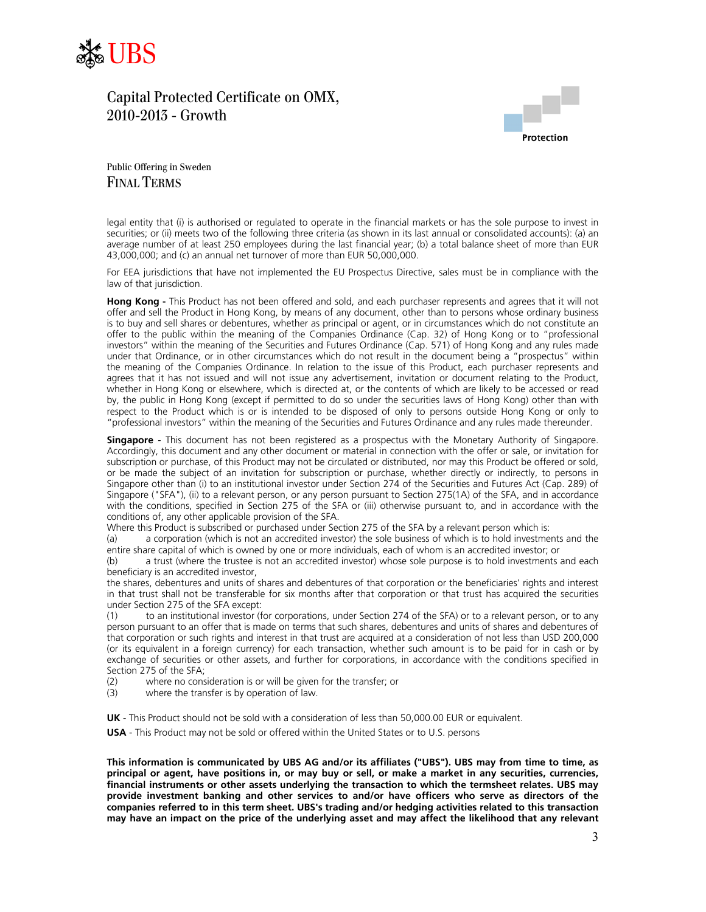legal entity that (i) is authorised or regulated to operate in the financial markets or has the sole purpose to invest in securities; or (ii) meets two of the following three criteria (as shown in its last annual or consolidated accounts): (a) an average number of at least 250 employees during the last financial year; (b) a total balance sheet of more than EUR 43,000,000; and (c) an annual net turnover of more than EUR 50,000,000.

For EEA jurisdictions that have not implemented the EU Prospectus Directive, sales must be in compliance with the law of that jurisdiction.

**Hong Kong -** This Product has not been offered and sold, and each purchaser represents and agrees that it will not offer and sell the Product in Hong Kong, by means of any document, other than to persons whose ordinary business is to buy and sell shares or debentures, whether as principal or agent, or in circumstances which do not constitute an offer to the public within the meaning of the Companies Ordinance (Cap. 32) of Hong Kong or to "professional investors" within the meaning of the Securities and Futures Ordinance (Cap. 571) of Hong Kong and any rules made under that Ordinance, or in other circumstances which do not result in the document being a "prospectus" within the meaning of the Companies Ordinance. In relation to the issue of this Product, each purchaser represents and agrees that it has not issued and will not issue any advertisement, invitation or document relating to the Product, whether in Hong Kong or elsewhere, which is directed at, or the contents of which are likely to be accessed or read by, the public in Hong Kong (except if permitted to do so under the securities laws of Hong Kong) other than with respect to the Product which is or is intended to be disposed of only to persons outside Hong Kong or only to "professional investors" within the meaning of the Securities and Futures Ordinance and any rules made thereunder.

**Singapore** - This document has not been registered as a prospectus with the Monetary Authority of Singapore. Accordingly, this document and any other document or material in connection with the offer or sale, or invitation for subscription or purchase, of this Product may not be circulated or distributed, nor may this Product be offered or sold, or be made the subject of an invitation for subscription or purchase, whether directly or indirectly, to persons in Singapore other than (i) to an institutional investor under Section 274 of the Securities and Futures Act (Cap. 289) of Singapore ("SFA"), (ii) to a relevant person, or any person pursuant to Section 275(1A) of the SFA, and in accordance with the conditions, specified in Section 275 of the SFA or (iii) otherwise pursuant to, and in accordance with the conditions of, any other applicable provision of the SFA.
Where this Product is subscribed or purchased under Section 275 of the SFA by a relevant person which is:

(a) a corporation (which is not an accredited investor) the sole business of which is to hold investments and the entire share capital of which is owned by one or more individuals, each of whom is an accredited investor; or

(b) a trust (where the trustee is not an accredited investor) whose sole purpose is to hold investments and each beneficiary is an accredited investor,

the shares, debentures and units of shares and debentures of that corporation or the beneficiaries' rights and interest in that trust shall not be transferable for six months after that corporation or that trust has acquired the securities under Section 275 of the SFA except:

(1) to an institutional investor (for corporations, under Section 274 of the SFA) or to a relevant person, or to any person pursuant to an offer that is made on terms that such shares, debentures and units of shares and debentures of that corporation or such rights and interest in that trust are acquired at a consideration of not less than USD 200,000 (or its equivalent in a foreign currency) for each transaction, whether such amount is to be paid for in cash or by exchange of securities or other assets, and further for corporations, in accordance with the conditions specified in Section 275 of the SFA;

(2) where no consideration is or will be given for the transfer; or

(3) where the transfer is by operation of law.

**UK** - This Product should not be sold with a consideration of less than 50,000.00 EUR or equivalent.

**USA** - This Product may not be sold or offered within the United States or to U.S. persons

**This information is communicated by UBS AG and/or its affiliates ("UBS"). UBS may from time to time, as principal or agent, have positions in, or may buy or sell, or make a market in any securities, currencies, financial instruments or other assets underlying the transaction to which the termsheet relates. UBS may provide investment banking and other services to and/or have officers who serve as directors of the companies referred to in this term sheet. UBS's trading and/or hedging activities related to this transaction may have an impact on the price of the underlying asset and may affect the likelihood that any relevant**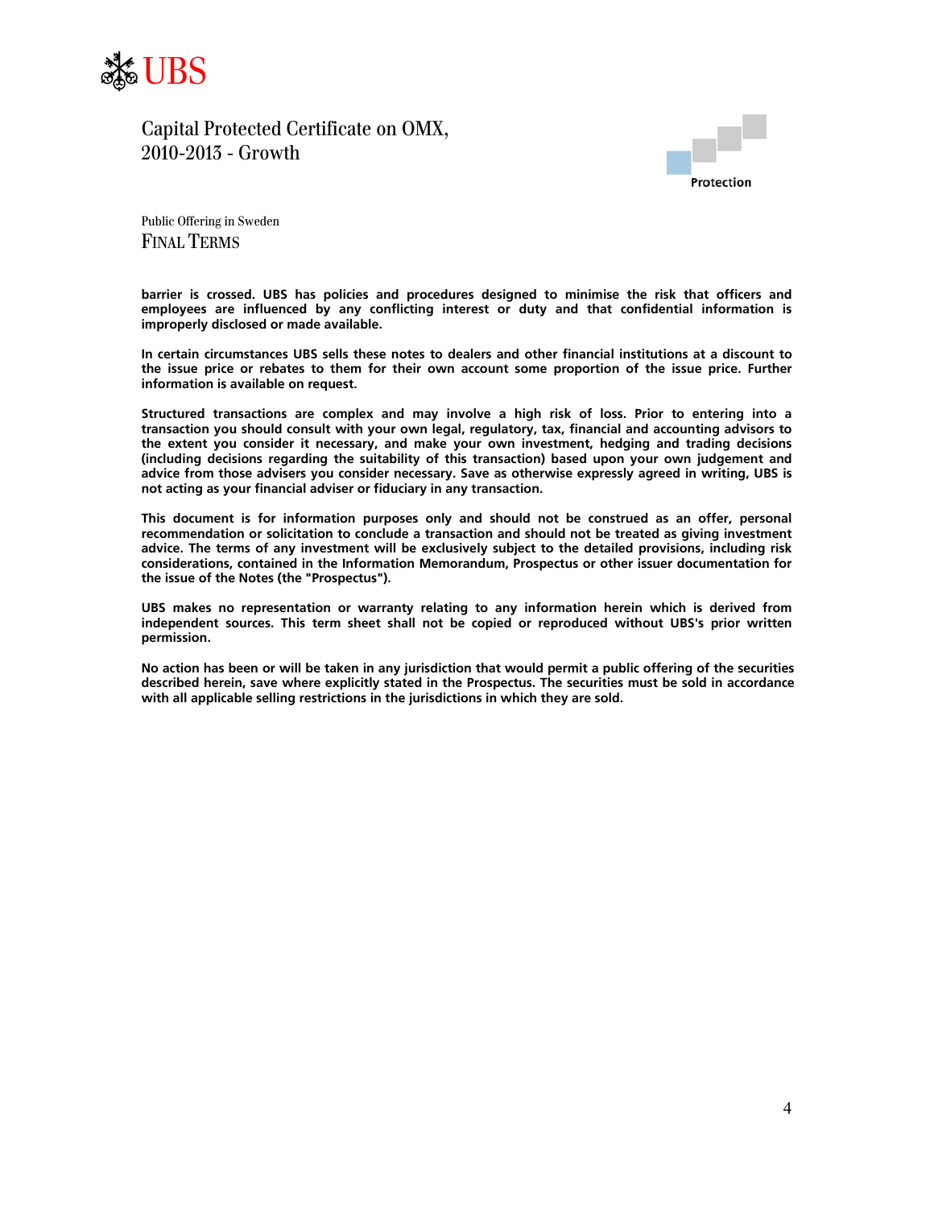**barrier is crossed. UBS has policies and procedures designed to minimise the risk that officers and employees are influenced by any conflicting interest or duty and that confidential information is improperly disclosed or made available.**

**In certain circumstances UBS sells these notes to dealers and other financial institutions at a discount to the issue price or rebates to them for their own account some proportion of the issue price. Further information is available on request.**

**Structured transactions are complex and may involve a high risk of loss. Prior to entering into a transaction you should consult with your own legal, regulatory, tax, financial and accounting advisors to the extent you consider it necessary, and make your own investment, hedging and trading decisions (including decisions regarding the suitability of this transaction) based upon your own judgement and advice from those advisers you consider necessary. Save as otherwise expressly agreed in writing, UBS is not acting as your financial adviser or fiduciary in any transaction.**

**This document is for information purposes only and should not be construed as an offer, personal recommendation or solicitation to conclude a transaction and should not be treated as giving investment advice. The terms of any investment will be exclusively subject to the detailed provisions, including risk considerations, contained in the Information Memorandum, Prospectus or other issuer documentation for the issue of the Notes (the "Prospectus").**

**UBS makes no representation or warranty relating to any information herein which is derived from independent sources. This term sheet shall not be copied or reproduced without UBS's prior written permission.**

**No action has been or will be taken in any jurisdiction that would permit a public offering of the securities described herein, save where explicitly stated in the Prospectus. The securities must be sold in accordance with all applicable selling restrictions in the jurisdictions in which they are sold.**